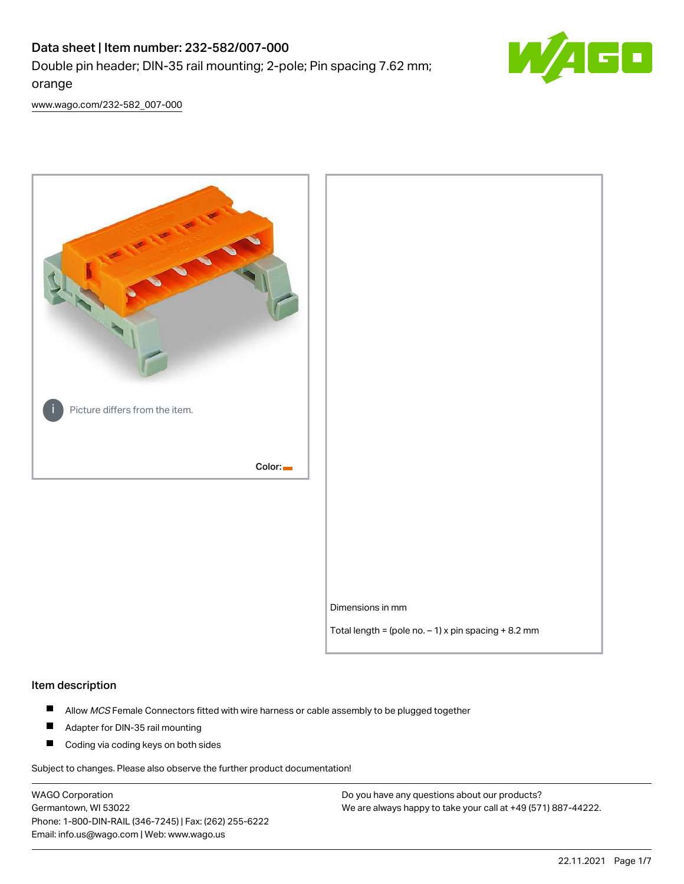# Data sheet | Item number: 232-582/007-000

Double pin header; DIN-35 rail mounting; 2-pole; Pin spacing 7.62 mm; orange

www.wago.com/232-582_007-000

Picture differs from the item.

Color:

Dimensions in mm

Total length = (pole no. – 1) x pin spacing + 8.2 mm

## Item description

- Allow *MCS* Female Connectors fitted with wire harness or cable assembly to be plugged together
- Adapter for DIN-35 rail mounting
- Coding via coding keys on both sides

Subject to changes. Please also observe the further product documentation!

WAGO Corporation
Germantown, WI 53022
Phone: 1-800-DIN-RAIL (346-7245) | Fax: (262) 255-6222
Email: info.us@wago.com | Web: www.wago.us

Do you have any questions about our products?
We are always happy to take your call at +49 (571) 887-44222.

22.11.2021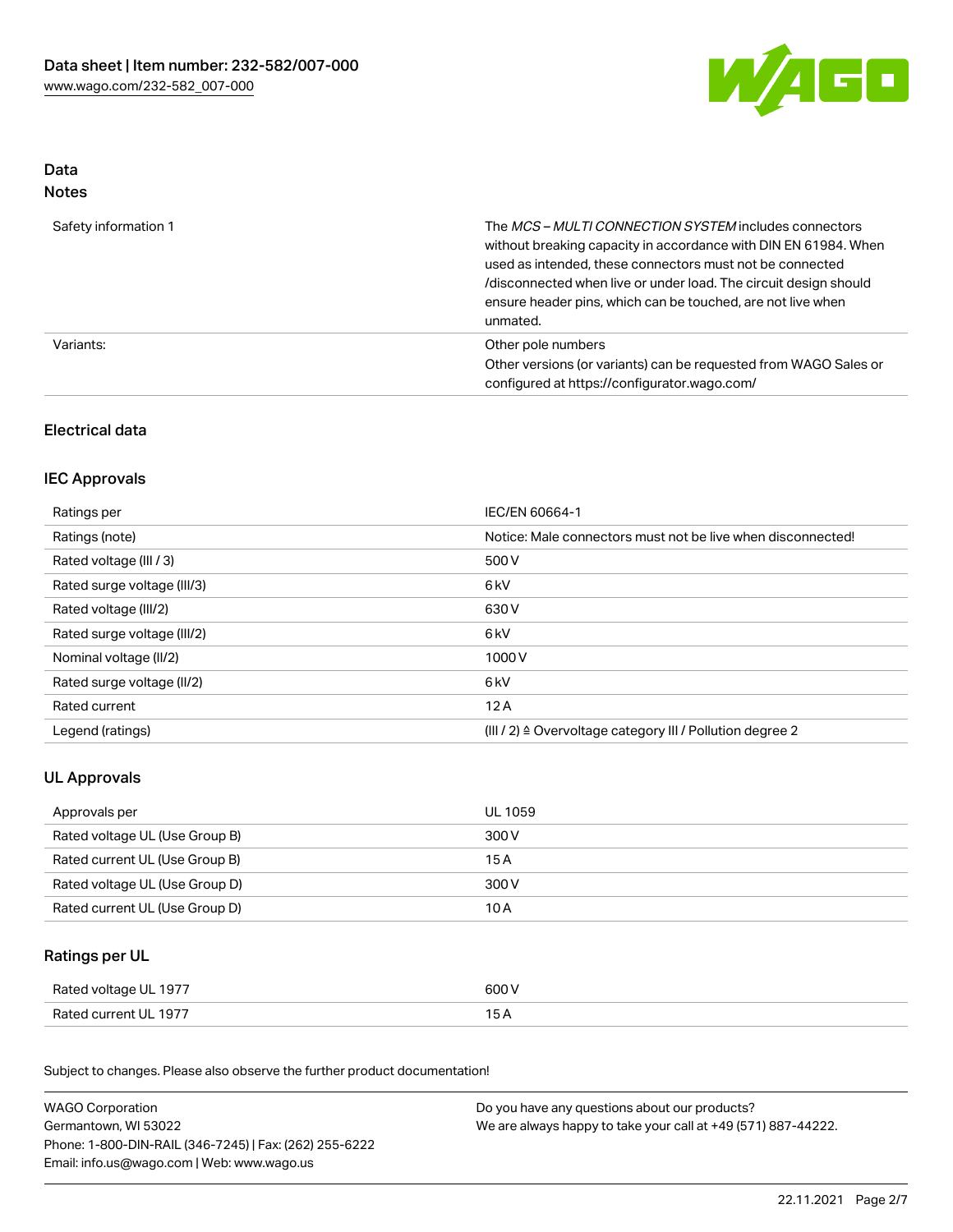## Data
### Notes

| | |
|---|---|
| Safety information 1 | The *MCS – MULTI CONNECTION SYSTEM* includes connectors without breaking capacity in accordance with DIN EN 61984. When used as intended, these connectors must not be connected /disconnected when live or under load. The circuit design should ensure header pins, which can be touched, are not live when unmated. |
| Variants: | Other pole numbers<br>Other versions (or variants) can be requested from WAGO Sales or configured at https://configurator.wago.com/ |

## Electrical data

### IEC Approvals

| | |
|---|---|
| Ratings per | IEC/EN 60664-1 |
| Ratings (note) | Notice: Male connectors must not be live when disconnected! |
| Rated voltage (III / 3) | 500 V |
| Rated surge voltage (III/3) | 6 kV |
| Rated voltage (III/2) | 630 V |
| Rated surge voltage (III/2) | 6 kV |
| Nominal voltage (II/2) | 1000 V |
| Rated surge voltage (II/2) | 6 kV |
| Rated current | 12 A |
| Legend (ratings) | (III / 2) ≙ Overvoltage category III / Pollution degree 2 |

### UL Approvals

| | |
|---|---|
| Approvals per | UL 1059 |
| Rated voltage UL (Use Group B) | 300 V |
| Rated current UL (Use Group B) | 15 A |
| Rated voltage UL (Use Group D) | 300 V |
| Rated current UL (Use Group D) | 10 A |

### Ratings per UL

| | |
|---|---|
| Rated voltage UL 1977 | 600 V |
| Rated current UL 1977 | 15 A |

Subject to changes. Please also observe the further product documentation!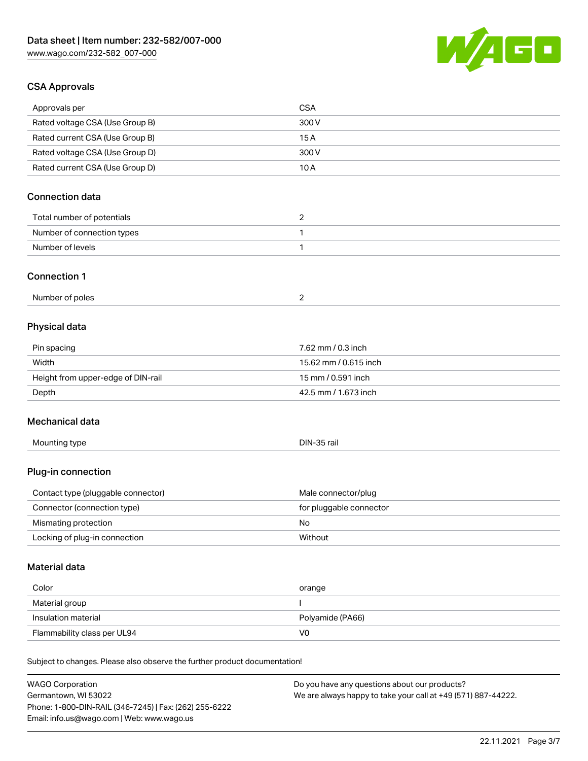## CSA Approvals

| Approvals per | CSA |
| --- | --- |
| Rated voltage CSA (Use Group B) | 300 V |
| Rated current CSA (Use Group B) | 15 A |
| Rated voltage CSA (Use Group D) | 300 V |
| Rated current CSA (Use Group D) | 10 A |

## Connection data

| Total number of potentials | 2 |
| --- | --- |
| Number of connection types | 1 |
| Number of levels | 1 |

## Connection 1

| Number of poles | 2 |
| --- | --- |

## Physical data

| Pin spacing | 7.62 mm / 0.3 inch |
| --- | --- |
| Width | 15.62 mm / 0.615 inch |
| Height from upper-edge of DIN-rail | 15 mm / 0.591 inch |
| Depth | 42.5 mm / 1.673 inch |

## Mechanical data

| Mounting type | DIN-35 rail |
| --- | --- |

## Plug-in connection

| Contact type (pluggable connector) | Male connector/plug |
| --- | --- |
| Connector (connection type) | for pluggable connector |
| Mismating protection | No |
| Locking of plug-in connection | Without |

## Material data

| Color | orange |
| --- | --- |
| Material group | I |
| Insulation material | Polyamide (PA66) |
| Flammability class per UL94 | V0 |

Subject to changes. Please also observe the further product documentation!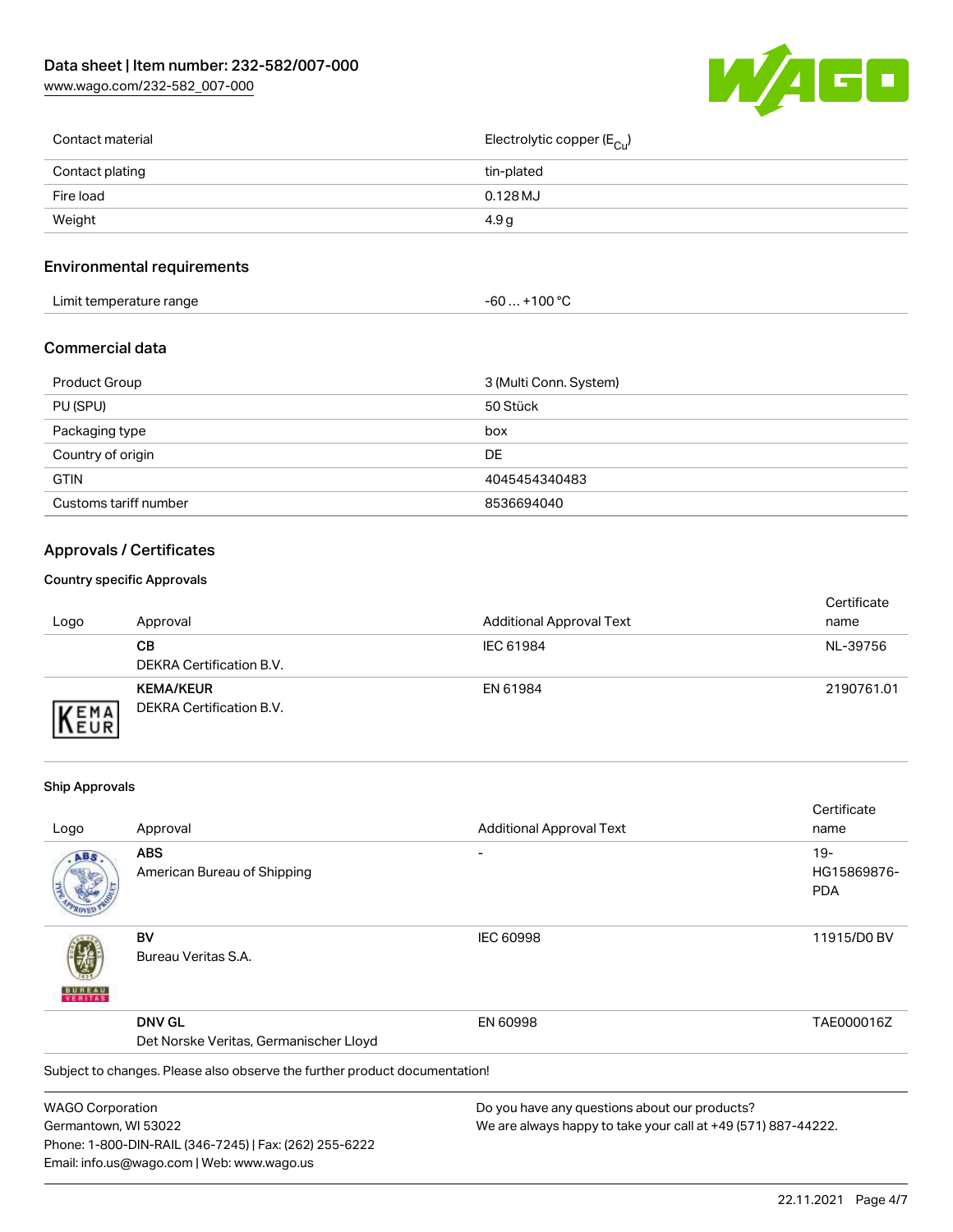| Contact material | Electrolytic copper ($E_{Cu}$) |
| --- | --- |
| Contact plating | tin-plated |
| Fire load | 0.128 MJ |
| Weight | 4.9 g |

## Environmental requirements

| Limit temperature range | -60 … +100 °C |
| --- | --- |

## Commercial data

| Product Group | 3 (Multi Conn. System) |
| --- | --- |
| PU (SPU) | 50 Stück |
| Packaging type | box |
| Country of origin | DE |
| GTIN | 4045454340483 |
| Customs tariff number | 8536694040 |

## Approvals / Certificates

### Country specific Approvals

| Logo | Approval | Additional Approval Text | Certificate name |
| --- | --- | --- | --- |
| | **CB** DEKRA Certification B.V. | IEC 61984 | NL-39756 |
| | **KEMA/KEUR** DEKRA Certification B.V. | EN 61984 | 2190761.01 |

### Ship Approvals

| Logo | Approval | Additional Approval Text | Certificate name |
| --- | --- | --- | --- |
| | **ABS** American Bureau of Shipping | - | 19-HG15869876-PDA |
| | **BV** Bureau Veritas S.A. | IEC 60998 | 11915/D0 BV |
| | **DNV GL** Det Norske Veritas, Germanischer Lloyd | EN 60998 | TAE000016Z |

Subject to changes. Please also observe the further product documentation!

WAGO Corporation
Germantown, WI 53022
Phone: 1-800-DIN-RAIL (346-7245) | Fax: (262) 255-6222
Email: info.us@wago.com | Web: www.wago.us

Do you have any questions about our products?
We are always happy to take your call at +49 (571) 887-44222.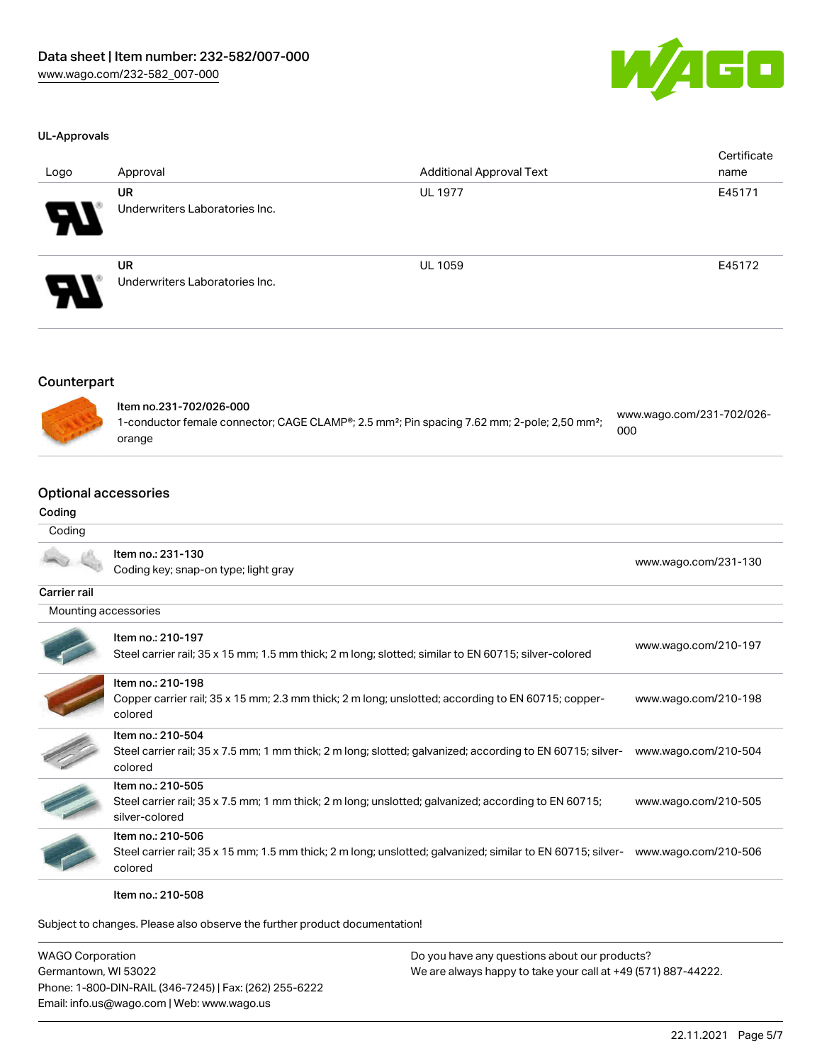### UL-Approvals

| Logo | Approval | Additional Approval Text | Certificate name |
|---|---|---|---|
| | **UR** Underwriters Laboratories Inc. | UL 1977 | E45171 |
| | **UR** Underwriters Laboratories Inc. | UL 1059 | E45172 |

## Counterpart

| | |
|---|---|
| Item no.231-702/026-000<br>1-conductor female connector; CAGE CLAMP®; 2.5 mm²; Pin spacing 7.62 mm; 2-pole; 2,50 mm²; orange | www.wago.com/231-702/026-000 |

## Optional accessories

### Coding

| Coding | |
|---|---|
| Item no.: 231-130<br>Coding key; snap-on type; light gray | www.wago.com/231-130 |

### Carrier rail

| Mounting accessories | |
|---|---|
| Item no.: 210-197<br>Steel carrier rail; 35 x 15 mm; 1.5 mm thick; 2 m long; slotted; similar to EN 60715; silver-colored | www.wago.com/210-197 |
| Item no.: 210-198<br>Copper carrier rail; 35 x 15 mm; 2.3 mm thick; 2 m long; unslotted; according to EN 60715; copper-colored | www.wago.com/210-198 |
| Item no.: 210-504<br>Steel carrier rail; 35 x 7.5 mm; 1 mm thick; 2 m long; slotted; galvanized; according to EN 60715; silver-colored | www.wago.com/210-504 |
| Item no.: 210-505<br>Steel carrier rail; 35 x 7.5 mm; 1 mm thick; 2 m long; unslotted; galvanized; according to EN 60715; silver-colored | www.wago.com/210-505 |
| Item no.: 210-506<br>Steel carrier rail; 35 x 15 mm; 1.5 mm thick; 2 m long; unslotted; galvanized; similar to EN 60715; silver-colored | www.wago.com/210-506 |
| Item no.: 210-508 | |

Subject to changes. Please also observe the further product documentation!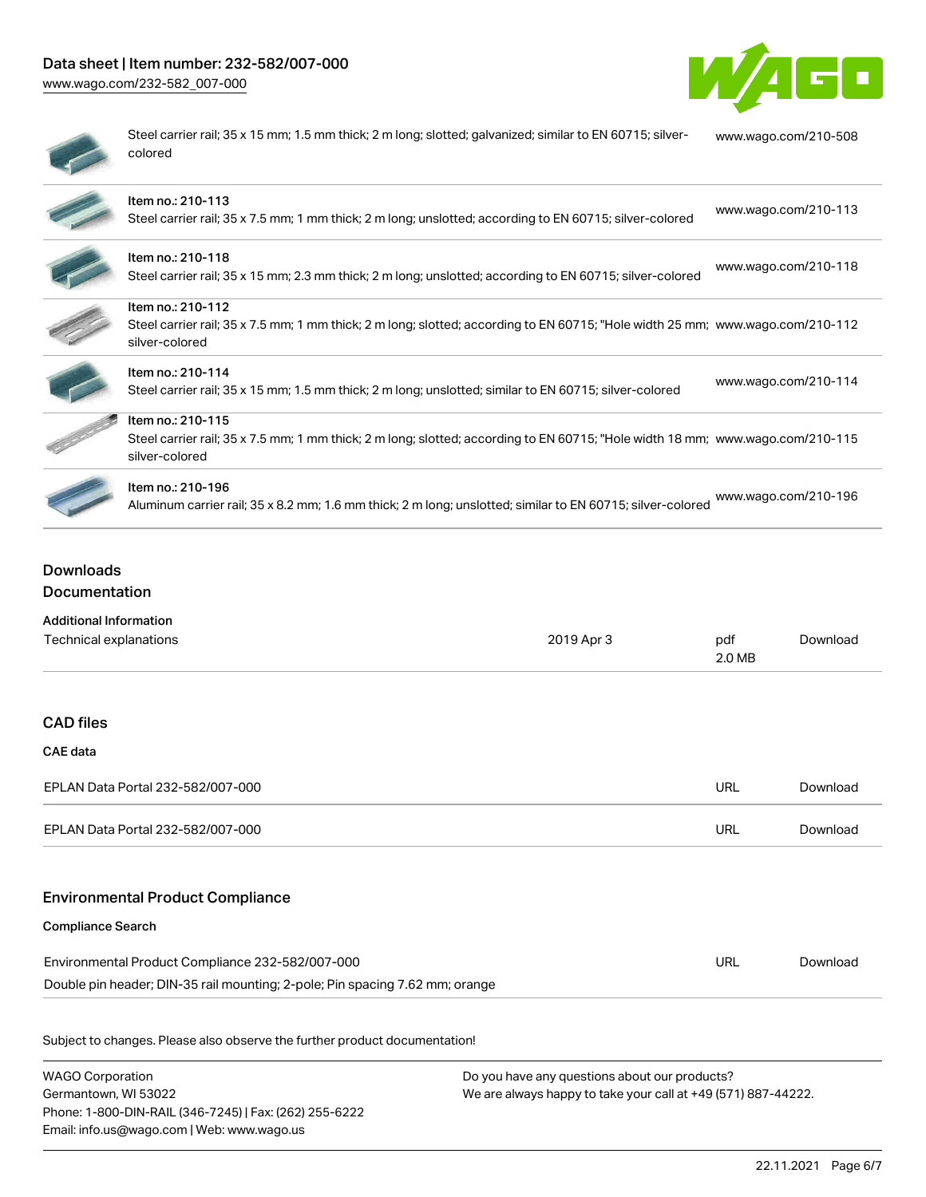| | |
|---|---|
| Steel carrier rail; 35 x 15 mm; 1.5 mm thick; 2 m long; slotted; galvanized; similar to EN 60715; silver-colored | www.wago.com/210-508 |
| Item no.: 210-113<br>Steel carrier rail; 35 x 7.5 mm; 1 mm thick; 2 m long; unslotted; according to EN 60715; silver-colored | www.wago.com/210-113 |
| Item no.: 210-118<br>Steel carrier rail; 35 x 15 mm; 2.3 mm thick; 2 m long; unslotted; according to EN 60715; silver-colored | www.wago.com/210-118 |
| Item no.: 210-112<br>Steel carrier rail; 35 x 7.5 mm; 1 mm thick; 2 m long; slotted; according to EN 60715; "Hole width 25 mm; silver-colored | www.wago.com/210-112 |
| Item no.: 210-114<br>Steel carrier rail; 35 x 15 mm; 1.5 mm thick; 2 m long; unslotted; similar to EN 60715; silver-colored | www.wago.com/210-114 |
| Item no.: 210-115<br>Steel carrier rail; 35 x 7.5 mm; 1 mm thick; 2 m long; slotted; according to EN 60715; "Hole width 18 mm; silver-colored | www.wago.com/210-115 |
| Item no.: 210-196<br>Aluminum carrier rail; 35 x 8.2 mm; 1.6 mm thick; 2 m long; unslotted; similar to EN 60715; silver-colored | www.wago.com/210-196 |

## Downloads

### Documentation

**Additional Information**

| | | | |
|---|---|---|---|
| Technical explanations | 2019 Apr 3 | pdf<br>2.0 MB | Download |

### CAD files

**CAE data**

| | | |
|---|---|---|
| EPLAN Data Portal 232-582/007-000 | URL | Download |
| EPLAN Data Portal 232-582/007-000 | URL | Download |

### Environmental Product Compliance

**Compliance Search**

| | | |
|---|---|---|
| Environmental Product Compliance 232-582/007-000<br>Double pin header; DIN-35 rail mounting; 2-pole; Pin spacing 7.62 mm; orange | URL | Download |

Subject to changes. Please also observe the further product documentation!

WAGO Corporation
Germantown, WI 53022
Phone: 1-800-DIN-RAIL (346-7245) | Fax: (262) 255-6222
Email: info.us@wago.com | Web: www.wago.us

Do you have any questions about our products?
We are always happy to take your call at +49 (571) 887-44222.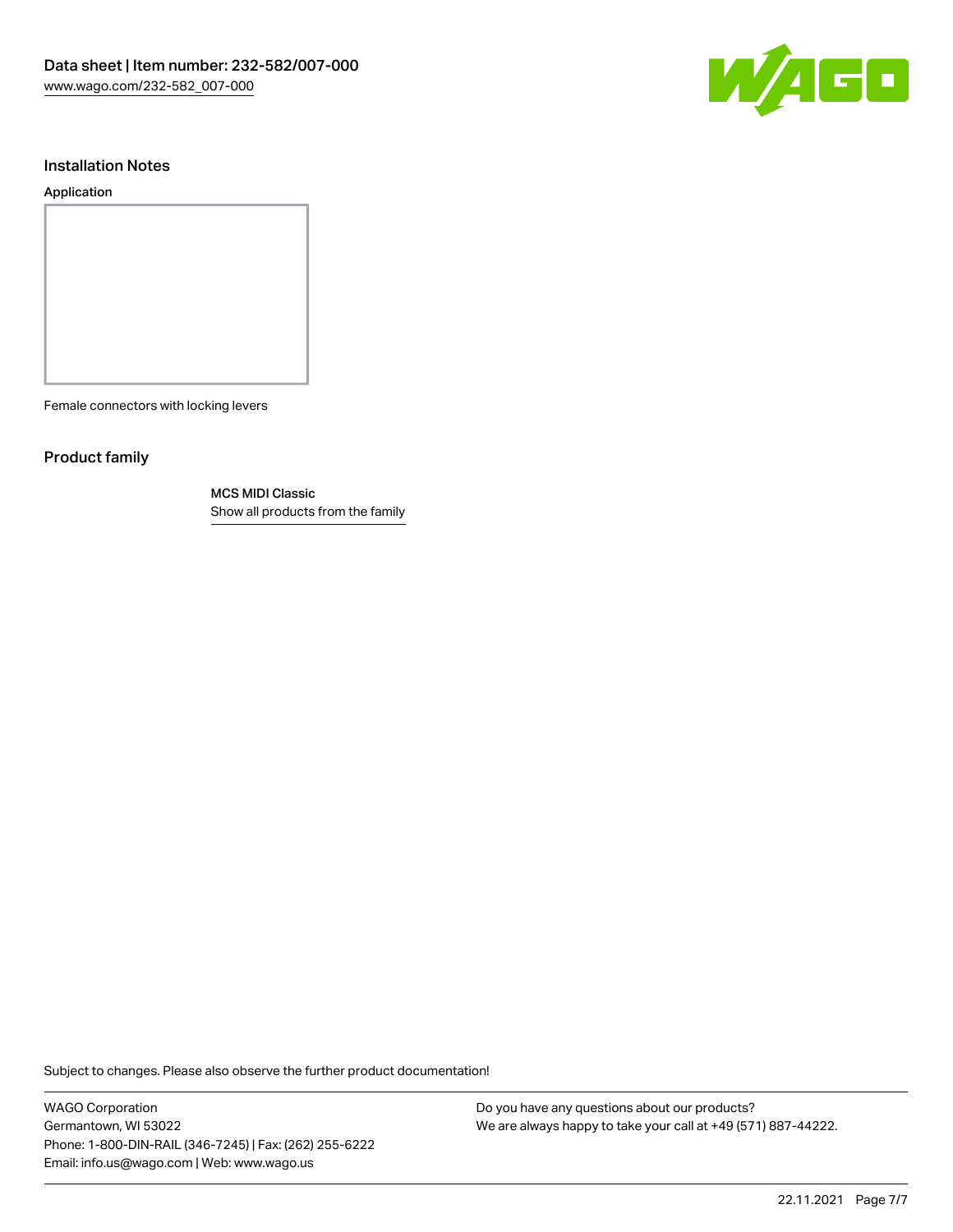## Installation Notes

### Application

Female connectors with locking levers

## Product family

**MCS MIDI Classic**
Show all products from the family

Subject to changes. Please also observe the further product documentation!

WAGO Corporation
Germantown, WI 53022
Phone: 1-800-DIN-RAIL (346-7245) | Fax: (262) 255-6222
Email: info.us@wago.com | Web: www.wago.us

Do you have any questions about our products?
We are always happy to take your call at +49 (571) 887-44222.